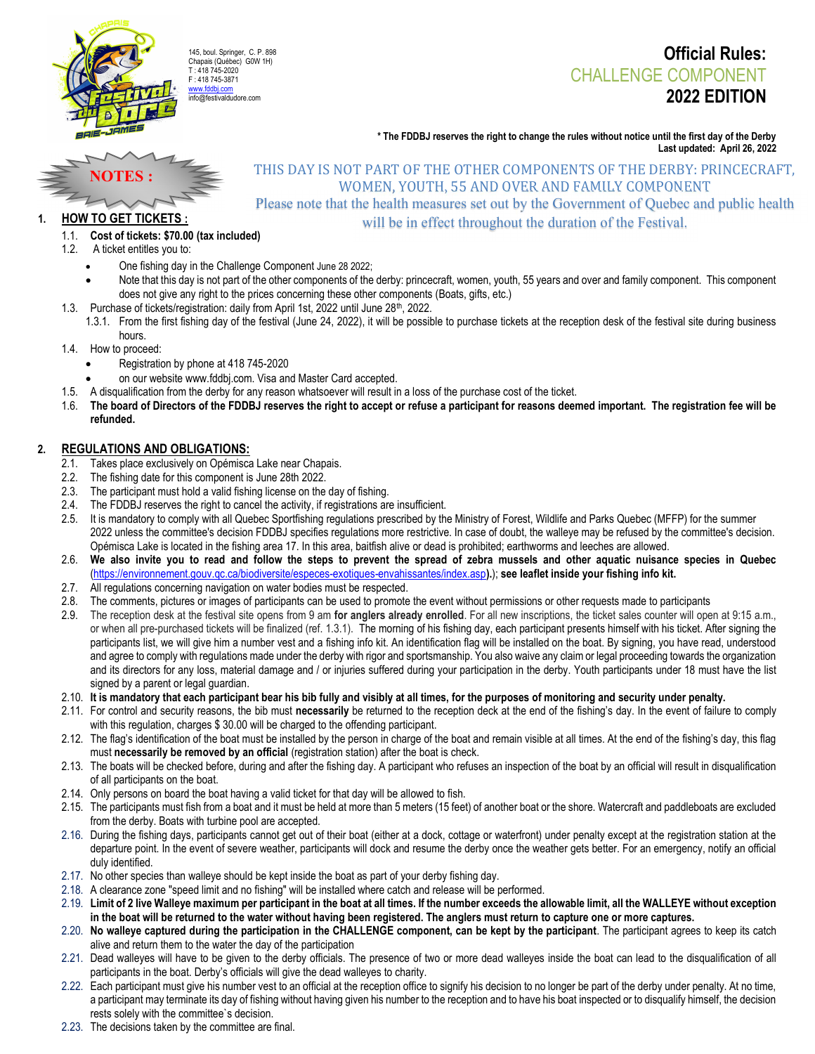145, boul. Springer, C. P. 898
Chapais (Québec) G0W 1H)
T : 418 745-2020
F : 418 745-3871
www.fddbj.com
info@festivaldudore.com

# Official Rules:
## CHALLENGE COMPONENT
## 2022 EDITION

**\* The FDDBJ reserves the right to change the rules without notice until the first day of the Derby**
**Last updated: April 26, 2022**

**NOTES :**

THIS DAY IS NOT PART OF THE OTHER COMPONENTS OF THE DERBY: PRINCECRAFT, WOMEN, YOUTH, 55 AND OVER AND FAMILY COMPONENT

Please note that the health measures set out by the Government of Quebec and public health will be in effect throughout the duration of the Festival.

## 1. HOW TO GET TICKETS :

1.1. **Cost of tickets: $70.00 (tax included)**

1.2. A ticket entitles you to:

- One fishing day in the Challenge Component June 28 2022;
- Note that this day is not part of the other components of the derby: princecraft, women, youth, 55 years and over and family component. This component does not give any right to the prices concerning these other components (Boats, gifts, etc.)

1.3. Purchase of tickets/registration: daily from April 1st, 2022 until June 28th, 2022.

1.3.1. From the first fishing day of the festival (June 24, 2022), it will be possible to purchase tickets at the reception desk of the festival site during business hours.

1.4. How to proceed:

- Registration by phone at 418 745-2020
- on our website www.fddbj.com. Visa and Master Card accepted.

1.5. A disqualification from the derby for any reason whatsoever will result in a loss of the purchase cost of the ticket.

1.6. **The board of Directors of the FDDBJ reserves the right to accept or refuse a participant for reasons deemed important. The registration fee will be refunded.**

## 2. REGULATIONS AND OBLIGATIONS:

2.1. Takes place exclusively on Opémisca Lake near Chapais.

2.2. The fishing date for this component is June 28th 2022.

2.3. The participant must hold a valid fishing license on the day of fishing.

2.4. The FDDBJ reserves the right to cancel the activity, if registrations are insufficient.

2.5. It is mandatory to comply with all Quebec Sportfishing regulations prescribed by the Ministry of Forest, Wildlife and Parks Quebec (MFFP) for the summer 2022 unless the committee's decision FDDBJ specifies regulations more restrictive. In case of doubt, the walleye may be refused by the committee's decision. Opémisca Lake is located in the fishing area 17. In this area, baitfish alive or dead is prohibited; earthworms and leeches are allowed.

2.6. **We also invite you to read and follow the steps to prevent the spread of zebra mussels and other aquatic nuisance species in Quebec** (https://environnement.gouv.qc.ca/biodiversite/especes-exotiques-envahissantes/index.asp)**.**); **see leaflet inside your fishing info kit.**

2.7. All regulations concerning navigation on water bodies must be respected.

2.8. The comments, pictures or images of participants can be used to promote the event without permissions or other requests made to participants

2.9. The reception desk at the festival site opens from 9 am **for anglers already enrolled**. For all new inscriptions, the ticket sales counter will open at 9:15 a.m., or when all pre-purchased tickets will be finalized (ref. 1.3.1). The morning of his fishing day, each participant presents himself with his ticket. After signing the participants list, we will give him a number vest and a fishing info kit. An identification flag will be installed on the boat. By signing, you have read, understood and agree to comply with regulations made under the derby with rigor and sportsmanship. You also waive any claim or legal proceeding towards the organization and its directors for any loss, material damage and / or injuries suffered during your participation in the derby. Youth participants under 18 must have the list signed by a parent or legal guardian.

2.10. **It is mandatory that each participant bear his bib fully and visibly at all times, for the purposes of monitoring and security under penalty.**

2.11. For control and security reasons, the bib must **necessarily** be returned to the reception deck at the end of the fishing's day. In the event of failure to comply with this regulation, charges $ 30.00 will be charged to the offending participant.

2.12. The flag's identification of the boat must be installed by the person in charge of the boat and remain visible at all times. At the end of the fishing's day, this flag must **necessarily be removed by an official** (registration station) after the boat is check.

2.13. The boats will be checked before, during and after the fishing day. A participant who refuses an inspection of the boat by an official will result in disqualification of all participants on the boat.

2.14. Only persons on board the boat having a valid ticket for that day will be allowed to fish.

2.15. The participants must fish from a boat and it must be held at more than 5 meters (15 feet) of another boat or the shore. Watercraft and paddleboats are excluded from the derby. Boats with turbine pool are accepted.

2.16. During the fishing days, participants cannot get out of their boat (either at a dock, cottage or waterfront) under penalty except at the registration station at the departure point. In the event of severe weather, participants will dock and resume the derby once the weather gets better. For an emergency, notify an official duly identified.

2.17. No other species than walleye should be kept inside the boat as part of your derby fishing day.

2.18. A clearance zone "speed limit and no fishing" will be installed where catch and release will be performed.

2.19. **Limit of 2 live Walleye maximum per participant in the boat at all times. If the number exceeds the allowable limit, all the WALLEYE without exception in the boat will be returned to the water without having been registered. The anglers must return to capture one or more captures.**

2.20. **No walleye captured during the participation in the CHALLENGE component, can be kept by the participant**. The participant agrees to keep its catch alive and return them to the water the day of the participation

2.21. Dead walleyes will have to be given to the derby officials. The presence of two or more dead walleyes inside the boat can lead to the disqualification of all participants in the boat. Derby's officials will give the dead walleyes to charity.

2.22. Each participant must give his number vest to an official at the reception office to signify his decision to no longer be part of the derby under penalty. At no time, a participant may terminate its day of fishing without having given his number to the reception and to have his boat inspected or to disqualify himself, the decision rests solely with the committee`s decision.

2.23. The decisions taken by the committee are final.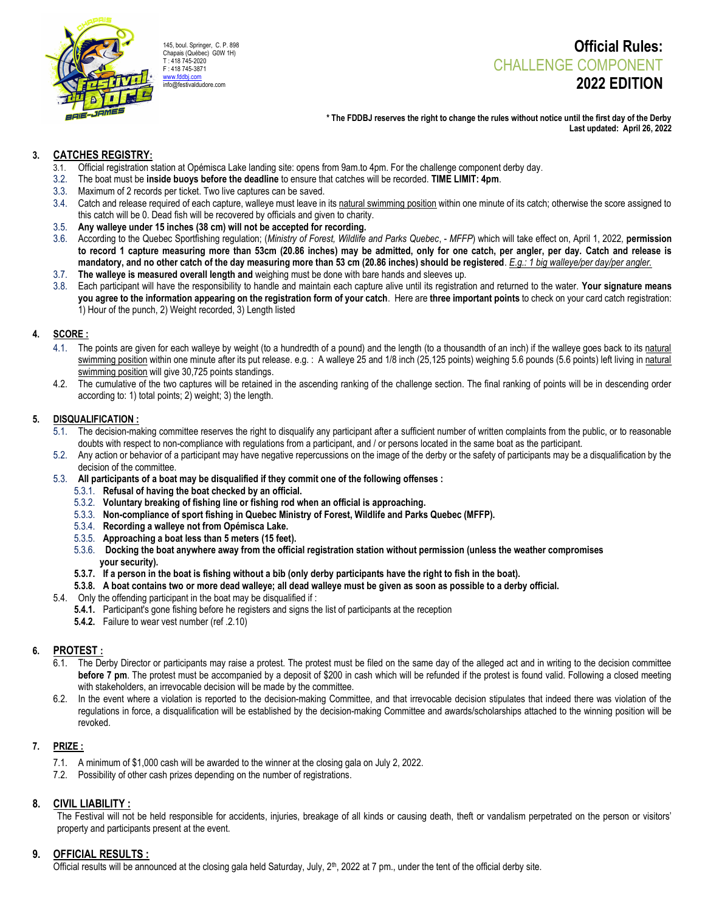145, boul. Springer, C. P. 898
Chapais (Québec) G0W 1H)
T : 418 745-2020
F : 418 745-3871
www.fddbj.com
info@festivaldudore.com

# Official Rules:
## CHALLENGE COMPONENT
## 2022 EDITION

**\* The FDDBJ reserves the right to change the rules without notice until the first day of the Derby**
**Last updated: April 26, 2022**

## 3. CATCHES REGISTRY:

3.1. Official registration station at Opémisca Lake landing site: opens from 9am.to 4pm. For the challenge component derby day.

3.2. The boat must be **inside buoys before the deadline** to ensure that catches will be recorded. **TIME LIMIT: 4pm**.

3.3. Maximum of 2 records per ticket. Two live captures can be saved.

3.4. Catch and release required of each capture, walleye must leave in its natural swimming position within one minute of its catch; otherwise the score assigned to this catch will be 0. Dead fish will be recovered by officials and given to charity.

3.5. **Any walleye under 15 inches (38 cm) will not be accepted for recording.**

3.6. According to the Quebec Sportfishing regulation; (*Ministry of Forest, Wildlife and Parks Quebec*, - *MFFP*) which will take effect on, April 1, 2022, **permission to record 1 capture measuring more than 53cm (20.86 inches) may be admitted, only for one catch, per angler, per day. Catch and release is mandatory, and no other catch of the day measuring more than 53 cm (20.86 inches) should be registered**. *E.g.: 1 big walleye/per day/per angler.*

3.7. **The walleye is measured overall length and** weighing must be done with bare hands and sleeves up.

3.8. Each participant will have the responsibility to handle and maintain each capture alive until its registration and returned to the water. **Your signature means you agree to the information appearing on the registration form of your catch**. Here are **three important points** to check on your card catch registration: 1) Hour of the punch, 2) Weight recorded, 3) Length listed

## 4. SCORE :

4.1. The points are given for each walleye by weight (to a hundredth of a pound) and the length (to a thousandth of an inch) if the walleye goes back to its natural swimming position within one minute after its put release. e.g. : A walleye 25 and 1/8 inch (25,125 points) weighing 5.6 pounds (5.6 points) left living in natural swimming position will give 30,725 points standings.

4.2. The cumulative of the two captures will be retained in the ascending ranking of the challenge section. The final ranking of points will be in descending order according to: 1) total points; 2) weight; 3) the length.

## 5. DISQUALIFICATION :

5.1. The decision-making committee reserves the right to disqualify any participant after a sufficient number of written complaints from the public, or to reasonable doubts with respect to non-compliance with regulations from a participant, and / or persons located in the same boat as the participant.

5.2. Any action or behavior of a participant may have negative repercussions on the image of the derby or the safety of participants may be a disqualification by the decision of the committee.

5.3. **All participants of a boat may be disqualified if they commit one of the following offenses :**

- 5.3.1. **Refusal of having the boat checked by an official.**
- 5.3.2. **Voluntary breaking of fishing line or fishing rod when an official is approaching.**
- 5.3.3. **Non-compliance of sport fishing in Quebec Ministry of Forest, Wildlife and Parks Quebec (MFFP).**
- 5.3.4. **Recording a walleye not from Opémisca Lake.**
- 5.3.5. **Approaching a boat less than 5 meters (15 feet).**
- 5.3.6. **Docking the boat anywhere away from the official registration station without permission (unless the weather compromises your security).**
- **5.3.7. If a person in the boat is fishing without a bib (only derby participants have the right to fish in the boat).**
- **5.3.8. A boat contains two or more dead walleye; all dead walleye must be given as soon as possible to a derby official.**

5.4. Only the offending participant in the boat may be disqualified if :

- **5.4.1.** Participant's gone fishing before he registers and signs the list of participants at the reception
- **5.4.2.** Failure to wear vest number (ref .2.10)

## 6. PROTEST :

6.1. The Derby Director or participants may raise a protest. The protest must be filed on the same day of the alleged act and in writing to the decision committee **before 7 pm**. The protest must be accompanied by a deposit of $200 in cash which will be refunded if the protest is found valid. Following a closed meeting with stakeholders, an irrevocable decision will be made by the committee.

6.2. In the event where a violation is reported to the decision-making Committee, and that irrevocable decision stipulates that indeed there was violation of the regulations in force, a disqualification will be established by the decision-making Committee and awards/scholarships attached to the winning position will be revoked.

## 7. PRIZE :

7.1. A minimum of $1,000 cash will be awarded to the winner at the closing gala on July 2, 2022.

7.2. Possibility of other cash prizes depending on the number of registrations.

## 8. CIVIL LIABILITY :

The Festival will not be held responsible for accidents, injuries, breakage of all kinds or causing death, theft or vandalism perpetrated on the person or visitors' property and participants present at the event.

## 9. OFFICIAL RESULTS :

Official results will be announced at the closing gala held Saturday, July, 2th, 2022 at 7 pm., under the tent of the official derby site.